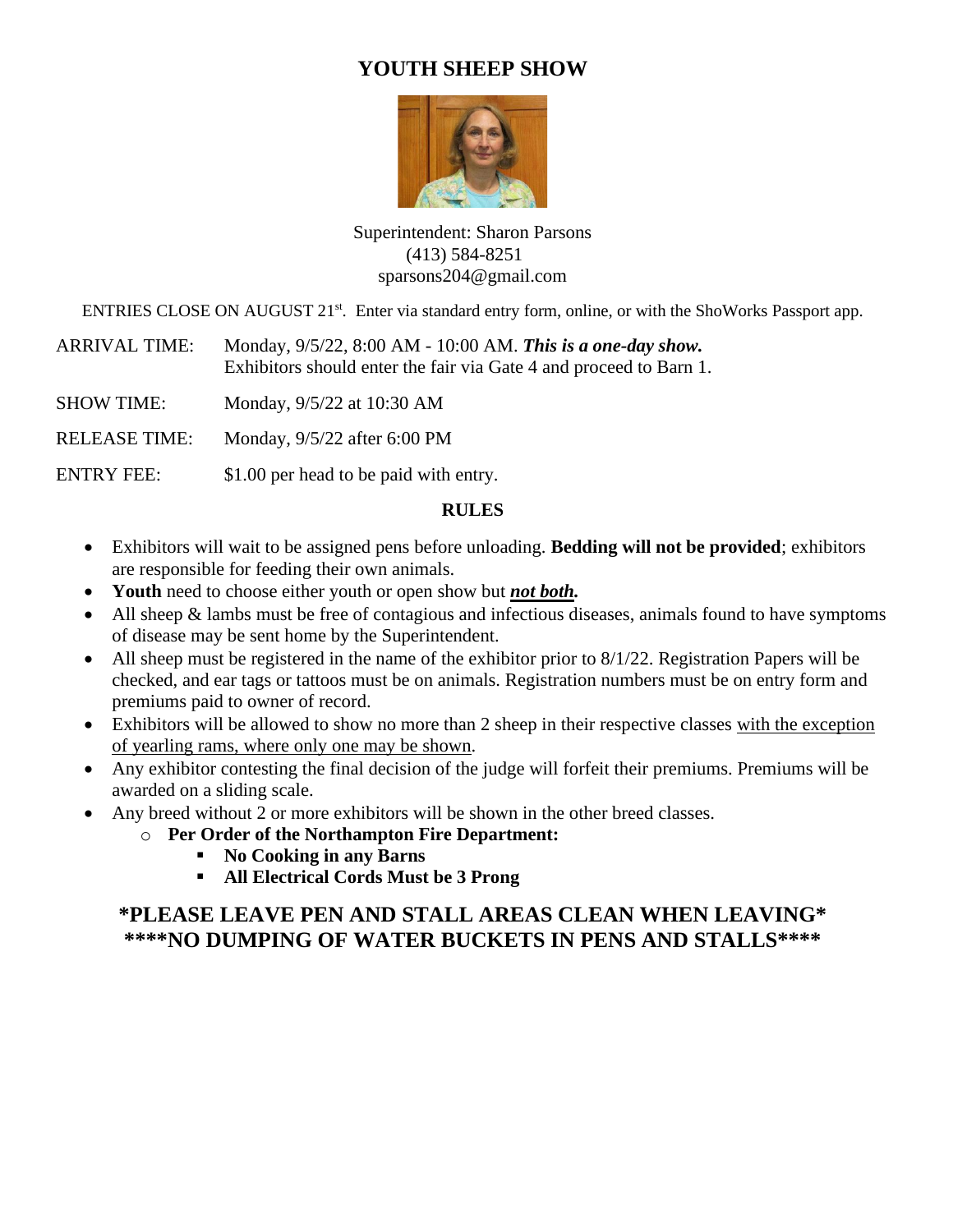# YOUTH SHEEP SHOW

Superintendent: Sharon Parsons
(413) 584-8251
sparsons204@gmail.com

ENTRIES CLOSE ON AUGUST 21st. Enter via standard entry form, online, or with the ShoWorks Passport app.

ARRIVAL TIME: Monday, 9/5/22, 8:00 AM - 10:00 AM. ***This is a one-day show.*** Exhibitors should enter the fair via Gate 4 and proceed to Barn 1.

SHOW TIME: Monday, 9/5/22 at 10:30 AM

RELEASE TIME: Monday, 9/5/22 after 6:00 PM

ENTRY FEE: $1.00 per head to be paid with entry.

## RULES

- Exhibitors will wait to be assigned pens before unloading. **Bedding will not be provided**; exhibitors are responsible for feeding their own animals.
- **Youth** need to choose either youth or open show but ***not both.***
- All sheep & lambs must be free of contagious and infectious diseases, animals found to have symptoms of disease may be sent home by the Superintendent.
- All sheep must be registered in the name of the exhibitor prior to 8/1/22. Registration Papers will be checked, and ear tags or tattoos must be on animals. Registration numbers must be on entry form and premiums paid to owner of record.
- Exhibitors will be allowed to show no more than 2 sheep in their respective classes with the exception of yearling rams, where only one may be shown.
- Any exhibitor contesting the final decision of the judge will forfeit their premiums. Premiums will be awarded on a sliding scale.
- Any breed without 2 or more exhibitors will be shown in the other breed classes.
  - **Per Order of the Northampton Fire Department:**
    - **No Cooking in any Barns**
    - **All Electrical Cords Must be 3 Prong**

**\*PLEASE LEAVE PEN AND STALL AREAS CLEAN WHEN LEAVING\***
**\*\*\*\*NO DUMPING OF WATER BUCKETS IN PENS AND STALLS\*\*\*\***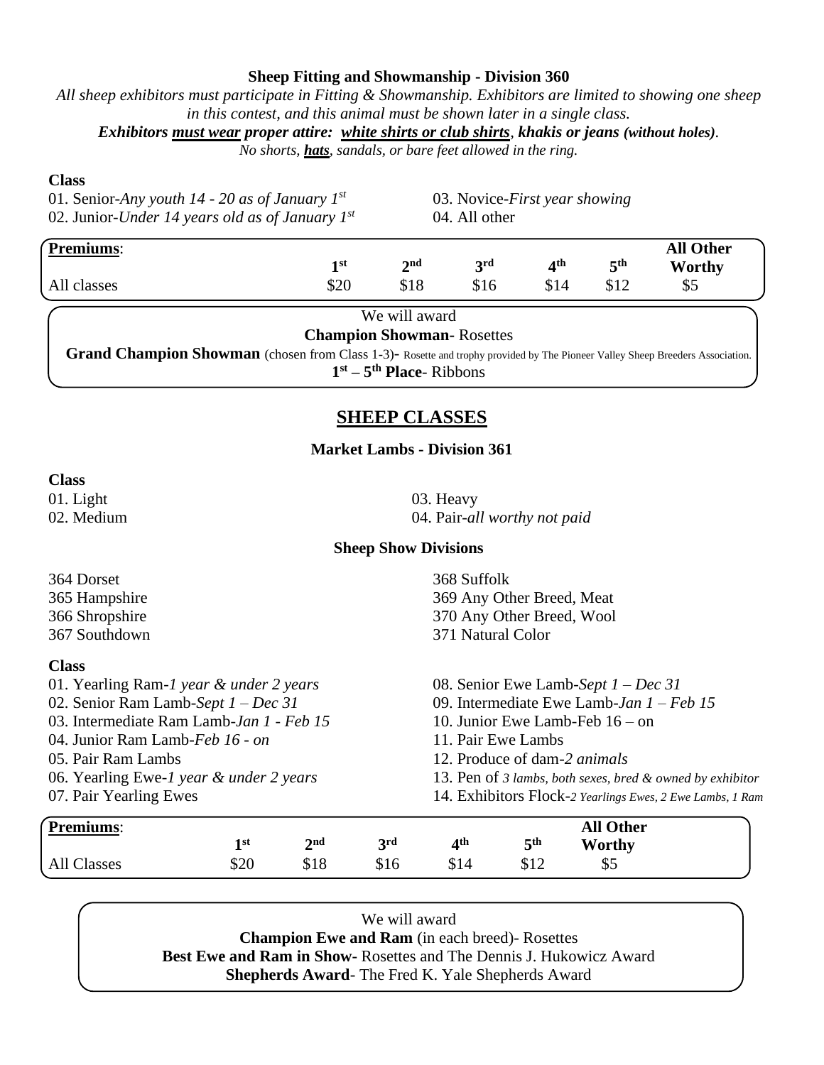### Sheep Fitting and Showmanship - Division 360

*All sheep exhibitors must participate in Fitting & Showmanship. Exhibitors are limited to showing one sheep in this contest, and this animal must be shown later in a single class.*

***Exhibitors must wear proper attire: white shirts or club shirts, khakis or jeans (without holes).***

*No shorts, **hats**, sandals, or bare feet allowed in the ring.*

**Class**

01. Senior-*Any youth 14 - 20 as of January 1st*
02. Junior-*Under 14 years old as of January 1st*
03. Novice-*First year showing*
04. All other

| **Premiums**: | 1st | 2nd | 3rd | 4th | 5th | All Other Worthy |
|---|---|---|---|---|---|---|
| All classes | $20 | $18 | $16 | $14 | $12 | $5 |

We will award

**Champion Showman**- Rosettes

**Grand Champion Showman** (chosen from Class 1-3)- Rosette and trophy provided by The Pioneer Valley Sheep Breeders Association.

**1st – 5th Place**- Ribbons

## SHEEP CLASSES

### Market Lambs - Division 361

**Class**

01. Light
02. Medium
03. Heavy
04. Pair-*all worthy not paid*

### Sheep Show Divisions

364 Dorset
365 Hampshire
366 Shropshire
367 Southdown
368 Suffolk
369 Any Other Breed, Meat
370 Any Other Breed, Wool
371 Natural Color

**Class**

01. Yearling Ram-*1 year & under 2 years*
02. Senior Ram Lamb-*Sept 1 – Dec 31*
03. Intermediate Ram Lamb-*Jan 1 - Feb 15*
04. Junior Ram Lamb-*Feb 16 - on*
05. Pair Ram Lambs
06. Yearling Ewe-*1 year & under 2 years*
07. Pair Yearling Ewes
08. Senior Ewe Lamb-*Sept 1 – Dec 31*
09. Intermediate Ewe Lamb-*Jan 1 – Feb 15*
10. Junior Ewe Lamb-Feb 16 – on
11. Pair Ewe Lambs
12. Produce of dam-*2 animals*
13. Pen of *3 lambs, both sexes, bred & owned by exhibitor*
14. Exhibitors Flock-*2 Yearlings Ewes, 2 Ewe Lambs, 1 Ram*

| **Premiums**: | 1st | 2nd | 3rd | 4th | 5th | All Other Worthy |
|---|---|---|---|---|---|---|
| All Classes | $20 | $18 | $16 | $14 | $12 | $5 |

We will award

**Champion Ewe and Ram** (in each breed)- Rosettes

**Best Ewe and Ram in Show-** Rosettes and The Dennis J. Hukowicz Award

**Shepherds Award**- The Fred K. Yale Shepherds Award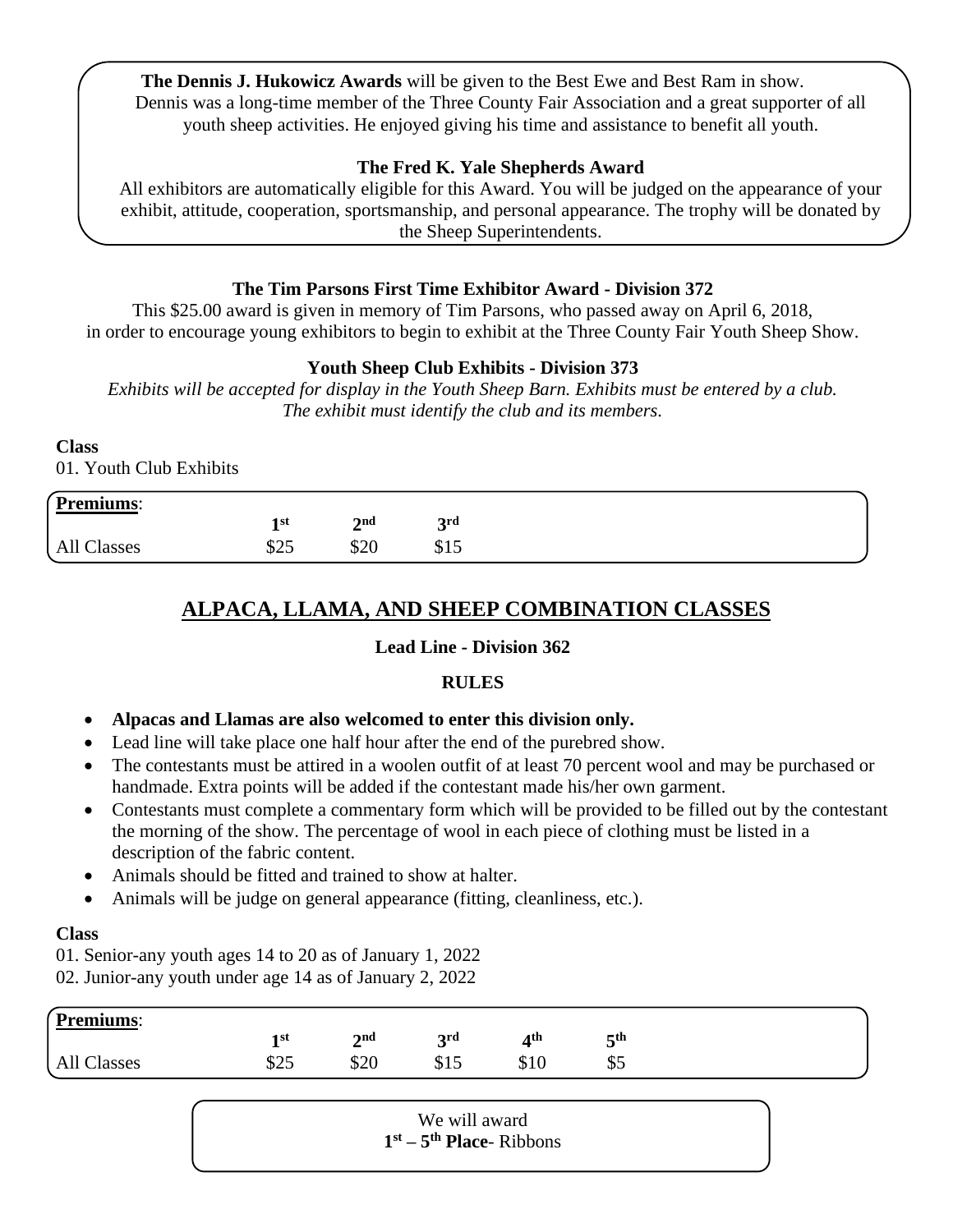**The Dennis J. Hukowicz Awards** will be given to the Best Ewe and Best Ram in show. Dennis was a long-time member of the Three County Fair Association and a great supporter of all youth sheep activities. He enjoyed giving his time and assistance to benefit all youth.

**The Fred K. Yale Shepherds Award**

All exhibitors are automatically eligible for this Award. You will be judged on the appearance of your exhibit, attitude, cooperation, sportsmanship, and personal appearance. The trophy will be donated by the Sheep Superintendents.

**The Tim Parsons First Time Exhibitor Award - Division 372**

This $25.00 award is given in memory of Tim Parsons, who passed away on April 6, 2018, in order to encourage young exhibitors to begin to exhibit at the Three County Fair Youth Sheep Show.

**Youth Sheep Club Exhibits - Division 373**

*Exhibits will be accepted for display in the Youth Sheep Barn. Exhibits must be entered by a club. The exhibit must identify the club and its members.*

**Class**

01. Youth Club Exhibits

| **Premiums**: | 1st | 2nd | 3rd |
|---|---|---|---|
| All Classes | $25 | $20 | $15 |

## ALPACA, LLAMA, AND SHEEP COMBINATION CLASSES

**Lead Line - Division 362**

**RULES**

- **Alpacas and Llamas are also welcomed to enter this division only.**
- Lead line will take place one half hour after the end of the purebred show.
- The contestants must be attired in a woolen outfit of at least 70 percent wool and may be purchased or handmade. Extra points will be added if the contestant made his/her own garment.
- Contestants must complete a commentary form which will be provided to be filled out by the contestant the morning of the show. The percentage of wool in each piece of clothing must be listed in a description of the fabric content.
- Animals should be fitted and trained to show at halter.
- Animals will be judge on general appearance (fitting, cleanliness, etc.).

**Class**

01. Senior-any youth ages 14 to 20 as of January 1, 2022
02. Junior-any youth under age 14 as of January 2, 2022

| **Premiums**: | 1st | 2nd | 3rd | 4th | 5th |
|---|---|---|---|---|---|
| All Classes | $25 | $20 | $15 | $10 | $5 |

We will award
**1st – 5th Place**- Ribbons